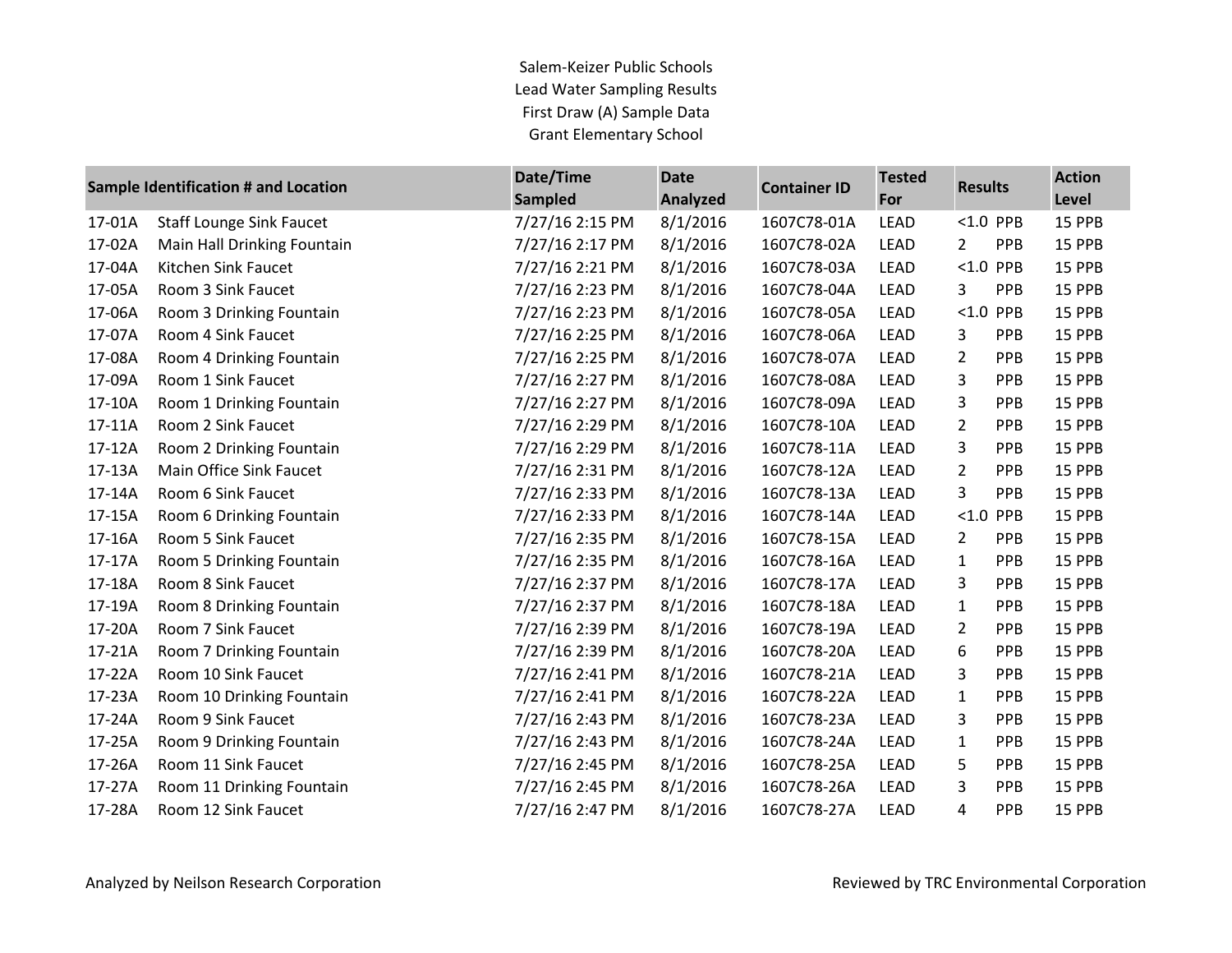Salem-Keizer Public Schools
Lead Water Sampling Results
First Draw (A) Sample Data
Grant Elementary School

| Sample Identification # and Location | | Date/Time Sampled | Date Analyzed | Container ID | Tested For | Results | Action Level |
|---|---|---|---|---|---|---|---|
| 17-01A | Staff Lounge Sink Faucet | 7/27/16 2:15 PM | 8/1/2016 | 1607C78-01A | LEAD | <1.0 PPB | 15 PPB |
| 17-02A | Main Hall Drinking Fountain | 7/27/16 2:17 PM | 8/1/2016 | 1607C78-02A | LEAD | 2 PPB | 15 PPB |
| 17-04A | Kitchen Sink Faucet | 7/27/16 2:21 PM | 8/1/2016 | 1607C78-03A | LEAD | <1.0 PPB | 15 PPB |
| 17-05A | Room 3 Sink Faucet | 7/27/16 2:23 PM | 8/1/2016 | 1607C78-04A | LEAD | 3 PPB | 15 PPB |
| 17-06A | Room 3 Drinking Fountain | 7/27/16 2:23 PM | 8/1/2016 | 1607C78-05A | LEAD | <1.0 PPB | 15 PPB |
| 17-07A | Room 4 Sink Faucet | 7/27/16 2:25 PM | 8/1/2016 | 1607C78-06A | LEAD | 3 PPB | 15 PPB |
| 17-08A | Room 4 Drinking Fountain | 7/27/16 2:25 PM | 8/1/2016 | 1607C78-07A | LEAD | 2 PPB | 15 PPB |
| 17-09A | Room 1 Sink Faucet | 7/27/16 2:27 PM | 8/1/2016 | 1607C78-08A | LEAD | 3 PPB | 15 PPB |
| 17-10A | Room 1 Drinking Fountain | 7/27/16 2:27 PM | 8/1/2016 | 1607C78-09A | LEAD | 3 PPB | 15 PPB |
| 17-11A | Room 2 Sink Faucet | 7/27/16 2:29 PM | 8/1/2016 | 1607C78-10A | LEAD | 2 PPB | 15 PPB |
| 17-12A | Room 2 Drinking Fountain | 7/27/16 2:29 PM | 8/1/2016 | 1607C78-11A | LEAD | 3 PPB | 15 PPB |
| 17-13A | Main Office Sink Faucet | 7/27/16 2:31 PM | 8/1/2016 | 1607C78-12A | LEAD | 2 PPB | 15 PPB |
| 17-14A | Room 6 Sink Faucet | 7/27/16 2:33 PM | 8/1/2016 | 1607C78-13A | LEAD | 3 PPB | 15 PPB |
| 17-15A | Room 6 Drinking Fountain | 7/27/16 2:33 PM | 8/1/2016 | 1607C78-14A | LEAD | <1.0 PPB | 15 PPB |
| 17-16A | Room 5 Sink Faucet | 7/27/16 2:35 PM | 8/1/2016 | 1607C78-15A | LEAD | 2 PPB | 15 PPB |
| 17-17A | Room 5 Drinking Fountain | 7/27/16 2:35 PM | 8/1/2016 | 1607C78-16A | LEAD | 1 PPB | 15 PPB |
| 17-18A | Room 8 Sink Faucet | 7/27/16 2:37 PM | 8/1/2016 | 1607C78-17A | LEAD | 3 PPB | 15 PPB |
| 17-19A | Room 8 Drinking Fountain | 7/27/16 2:37 PM | 8/1/2016 | 1607C78-18A | LEAD | 1 PPB | 15 PPB |
| 17-20A | Room 7 Sink Faucet | 7/27/16 2:39 PM | 8/1/2016 | 1607C78-19A | LEAD | 2 PPB | 15 PPB |
| 17-21A | Room 7 Drinking Fountain | 7/27/16 2:39 PM | 8/1/2016 | 1607C78-20A | LEAD | 6 PPB | 15 PPB |
| 17-22A | Room 10 Sink Faucet | 7/27/16 2:41 PM | 8/1/2016 | 1607C78-21A | LEAD | 3 PPB | 15 PPB |
| 17-23A | Room 10 Drinking Fountain | 7/27/16 2:41 PM | 8/1/2016 | 1607C78-22A | LEAD | 1 PPB | 15 PPB |
| 17-24A | Room 9 Sink Faucet | 7/27/16 2:43 PM | 8/1/2016 | 1607C78-23A | LEAD | 3 PPB | 15 PPB |
| 17-25A | Room 9 Drinking Fountain | 7/27/16 2:43 PM | 8/1/2016 | 1607C78-24A | LEAD | 1 PPB | 15 PPB |
| 17-26A | Room 11 Sink Faucet | 7/27/16 2:45 PM | 8/1/2016 | 1607C78-25A | LEAD | 5 PPB | 15 PPB |
| 17-27A | Room 11 Drinking Fountain | 7/27/16 2:45 PM | 8/1/2016 | 1607C78-26A | LEAD | 3 PPB | 15 PPB |
| 17-28A | Room 12 Sink Faucet | 7/27/16 2:47 PM | 8/1/2016 | 1607C78-27A | LEAD | 4 PPB | 15 PPB |

Analyzed by Neilson Research Corporation

Reviewed by TRC Environmental Corporation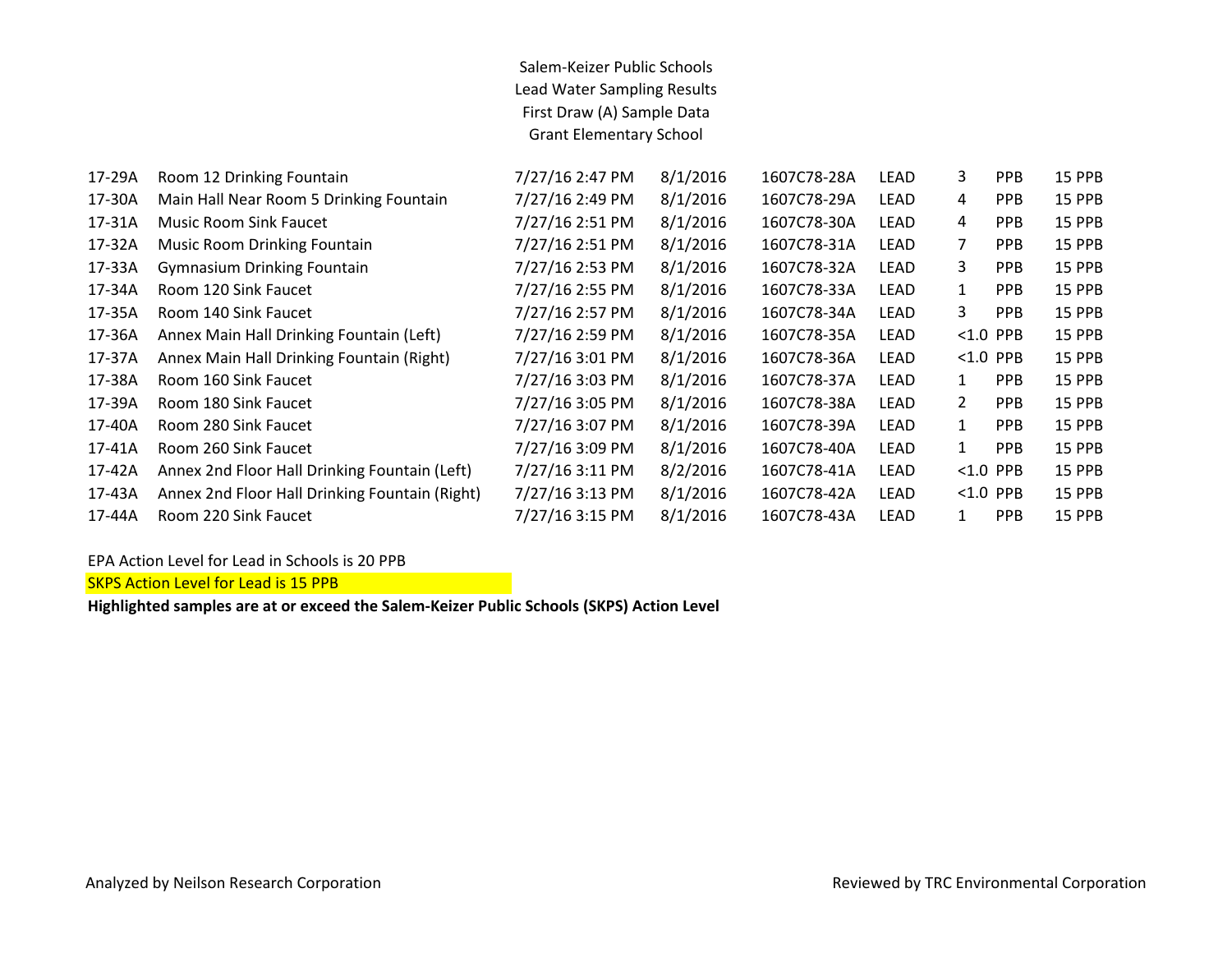Salem-Keizer Public Schools
Lead Water Sampling Results
First Draw (A) Sample Data
Grant Elementary School

| | | | | | | | | |
|---|---|---|---|---|---|---|---|---|
| 17-29A | Room 12 Drinking Fountain | 7/27/16 2:47 PM | 8/1/2016 | 1607C78-28A | LEAD | 3 | PPB | 15 PPB |
| 17-30A | Main Hall Near Room 5 Drinking Fountain | 7/27/16 2:49 PM | 8/1/2016 | 1607C78-29A | LEAD | 4 | PPB | 15 PPB |
| 17-31A | Music Room Sink Faucet | 7/27/16 2:51 PM | 8/1/2016 | 1607C78-30A | LEAD | 4 | PPB | 15 PPB |
| 17-32A | Music Room Drinking Fountain | 7/27/16 2:51 PM | 8/1/2016 | 1607C78-31A | LEAD | 7 | PPB | 15 PPB |
| 17-33A | Gymnasium Drinking Fountain | 7/27/16 2:53 PM | 8/1/2016 | 1607C78-32A | LEAD | 3 | PPB | 15 PPB |
| 17-34A | Room 120 Sink Faucet | 7/27/16 2:55 PM | 8/1/2016 | 1607C78-33A | LEAD | 1 | PPB | 15 PPB |
| 17-35A | Room 140 Sink Faucet | 7/27/16 2:57 PM | 8/1/2016 | 1607C78-34A | LEAD | 3 | PPB | 15 PPB |
| 17-36A | Annex Main Hall Drinking Fountain (Left) | 7/27/16 2:59 PM | 8/1/2016 | 1607C78-35A | LEAD | <1.0 | PPB | 15 PPB |
| 17-37A | Annex Main Hall Drinking Fountain (Right) | 7/27/16 3:01 PM | 8/1/2016 | 1607C78-36A | LEAD | <1.0 | PPB | 15 PPB |
| 17-38A | Room 160 Sink Faucet | 7/27/16 3:03 PM | 8/1/2016 | 1607C78-37A | LEAD | 1 | PPB | 15 PPB |
| 17-39A | Room 180 Sink Faucet | 7/27/16 3:05 PM | 8/1/2016 | 1607C78-38A | LEAD | 2 | PPB | 15 PPB |
| 17-40A | Room 280 Sink Faucet | 7/27/16 3:07 PM | 8/1/2016 | 1607C78-39A | LEAD | 1 | PPB | 15 PPB |
| 17-41A | Room 260 Sink Faucet | 7/27/16 3:09 PM | 8/1/2016 | 1607C78-40A | LEAD | 1 | PPB | 15 PPB |
| 17-42A | Annex 2nd Floor Hall Drinking Fountain (Left) | 7/27/16 3:11 PM | 8/2/2016 | 1607C78-41A | LEAD | <1.0 | PPB | 15 PPB |
| 17-43A | Annex 2nd Floor Hall Drinking Fountain (Right) | 7/27/16 3:13 PM | 8/1/2016 | 1607C78-42A | LEAD | <1.0 | PPB | 15 PPB |
| 17-44A | Room 220 Sink Faucet | 7/27/16 3:15 PM | 8/1/2016 | 1607C78-43A | LEAD | 1 | PPB | 15 PPB |

EPA Action Level for Lead in Schools is 20 PPB

SKPS Action Level for Lead is 15 PPB

**Highlighted samples are at or exceed the Salem-Keizer Public Schools (SKPS) Action Level**

Analyzed by Neilson Research Corporation

Reviewed by TRC Environmental Corporation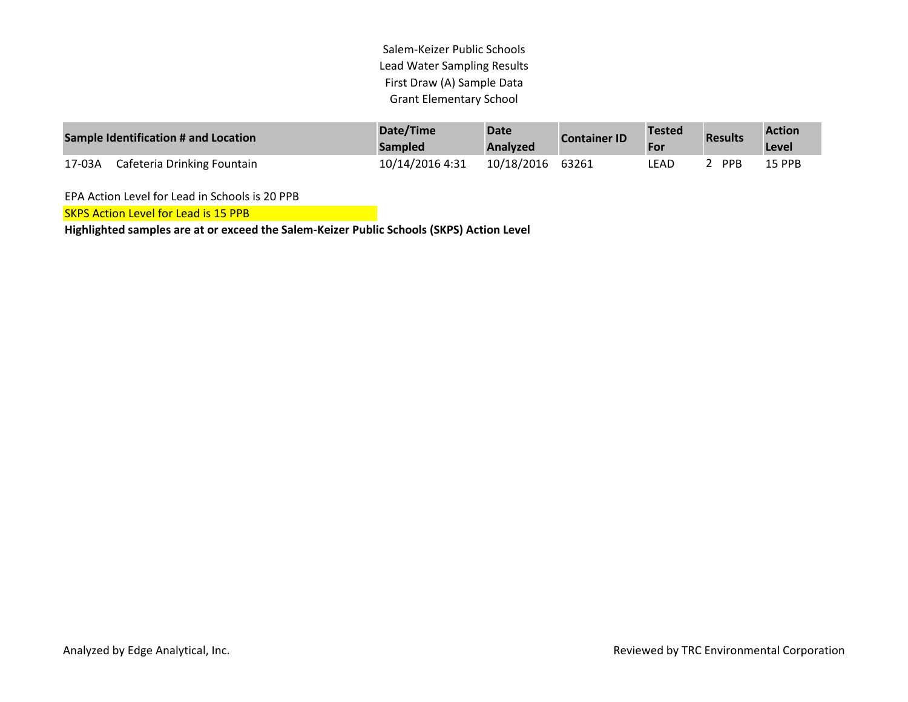Salem-Keizer Public Schools
Lead Water Sampling Results
First Draw (A) Sample Data
Grant Elementary School

| Sample Identification # and Location | | Date/Time Sampled | Date Analyzed | Container ID | Tested For | Results | Action Level |
|---|---|---|---|---|---|---|---|
| 17-03A | Cafeteria Drinking Fountain | 10/14/2016 4:31 | 10/18/2016 | 63261 | LEAD | 2 PPB | 15 PPB |

EPA Action Level for Lead in Schools is 20 PPB

SKPS Action Level for Lead is 15 PPB

**Highlighted samples are at or exceed the Salem-Keizer Public Schools (SKPS) Action Level**

Analyzed by Edge Analytical, Inc.

Reviewed by TRC Environmental Corporation